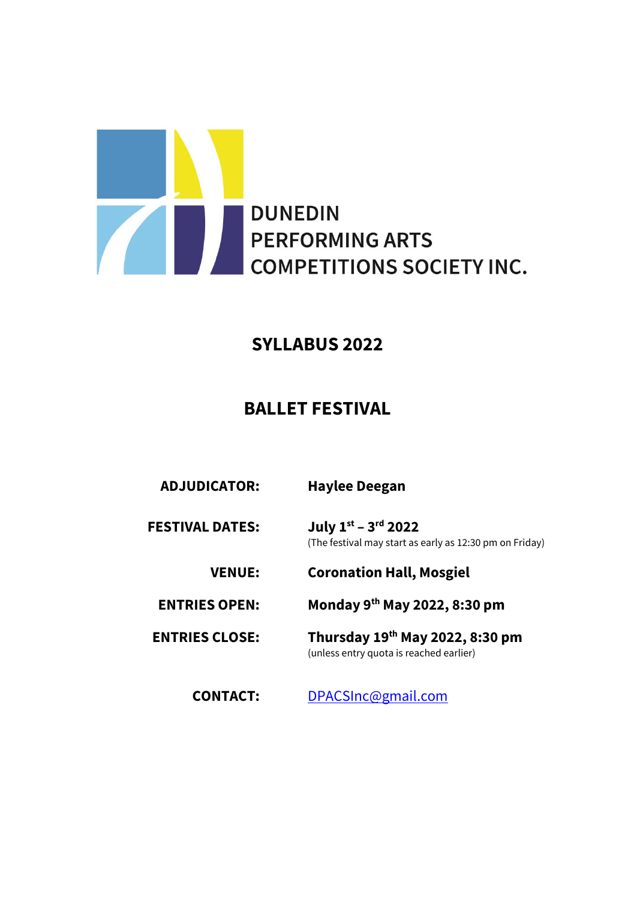# DUNEDIN PERFORMING ARTS COMPETITIONS SOCIETY INC.

## SYLLABUS 2022

## BALLET FESTIVAL

| | |
|---|---|
| **ADJUDICATOR:** | **Haylee Deegan** |
| **FESTIVAL DATES:** | **July 1st – 3rd 2022**<br>(The festival may start as early as 12:30 pm on Friday) |
| **VENUE:** | **Coronation Hall, Mosgiel** |
| **ENTRIES OPEN:** | **Monday 9th May 2022, 8:30 pm** |
| **ENTRIES CLOSE:** | **Thursday 19th May 2022, 8:30 pm**<br>(unless entry quota is reached earlier) |
| **CONTACT:** | DPACSInc@gmail.com |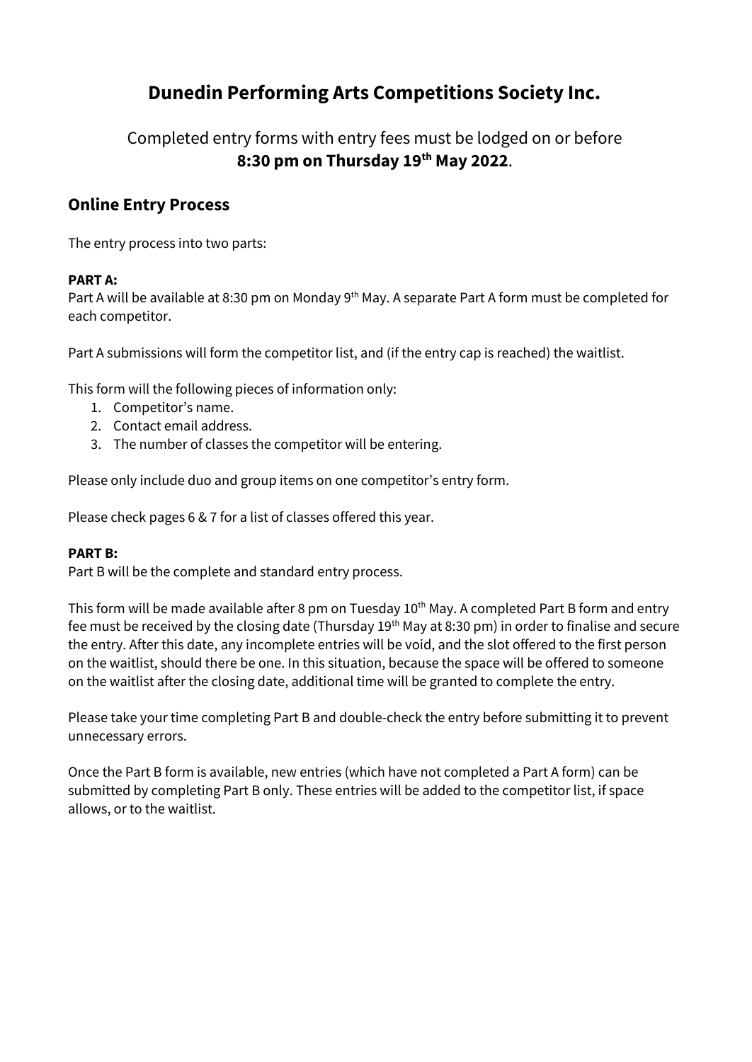# Dunedin Performing Arts Competitions Society Inc.

Completed entry forms with entry fees must be lodged on or before **8:30 pm on Thursday 19th May 2022**.

## Online Entry Process

The entry process into two parts:

**PART A:**
Part A will be available at 8:30 pm on Monday 9th May. A separate Part A form must be completed for each competitor.

Part A submissions will form the competitor list, and (if the entry cap is reached) the waitlist.

This form will the following pieces of information only:

1. Competitor's name.
2. Contact email address.
3. The number of classes the competitor will be entering.

Please only include duo and group items on one competitor's entry form.

Please check pages 6 & 7 for a list of classes offered this year.

**PART B:**
Part B will be the complete and standard entry process.

This form will be made available after 8 pm on Tuesday 10th May. A completed Part B form and entry fee must be received by the closing date (Thursday 19th May at 8:30 pm) in order to finalise and secure the entry. After this date, any incomplete entries will be void, and the slot offered to the first person on the waitlist, should there be one. In this situation, because the space will be offered to someone on the waitlist after the closing date, additional time will be granted to complete the entry.

Please take your time completing Part B and double-check the entry before submitting it to prevent unnecessary errors.

Once the Part B form is available, new entries (which have not completed a Part A form) can be submitted by completing Part B only. These entries will be added to the competitor list, if space allows, or to the waitlist.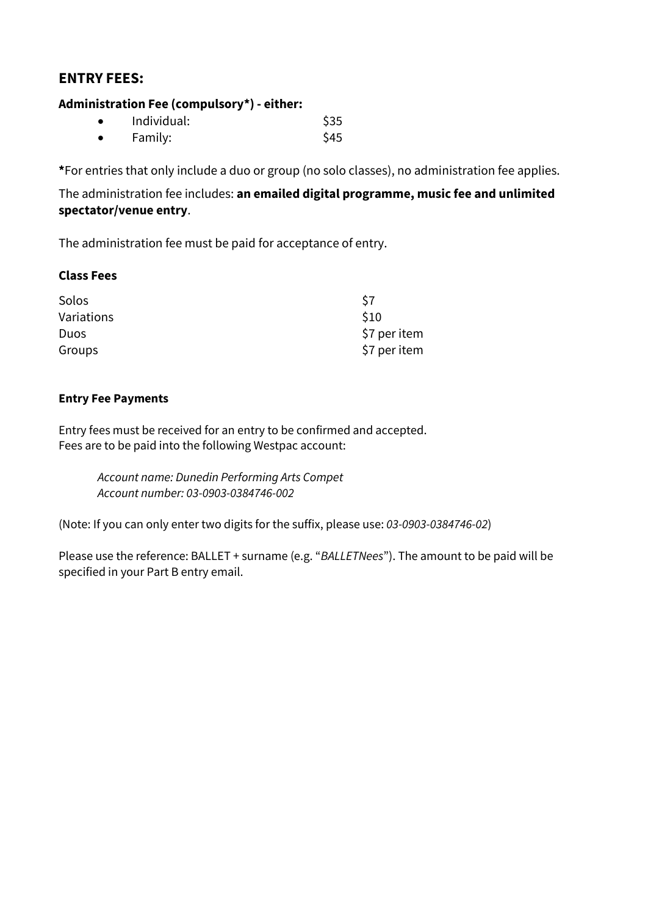## ENTRY FEES:

**Administration Fee (compulsory*) - either:**

- Individual: $35
- Family: $45

*For entries that only include a duo or group (no solo classes), no administration fee applies.

The administration fee includes: **an emailed digital programme, music fee and unlimited spectator/venue entry**.

The administration fee must be paid for acceptance of entry.

**Class Fees**

| | |
|---|---|
| Solos | $7 |
| Variations | $10 |
| Duos | $7 per item |
| Groups | $7 per item |

**Entry Fee Payments**

Entry fees must be received for an entry to be confirmed and accepted.
Fees are to be paid into the following Westpac account:

> *Account name: Dunedin Performing Arts Compet*
> *Account number: 03-0903-0384746-002*

(Note: If you can only enter two digits for the suffix, please use: *03-0903-0384746-02*)

Please use the reference: BALLET + surname (e.g. "*BALLETNees*"). The amount to be paid will be specified in your Part B entry email.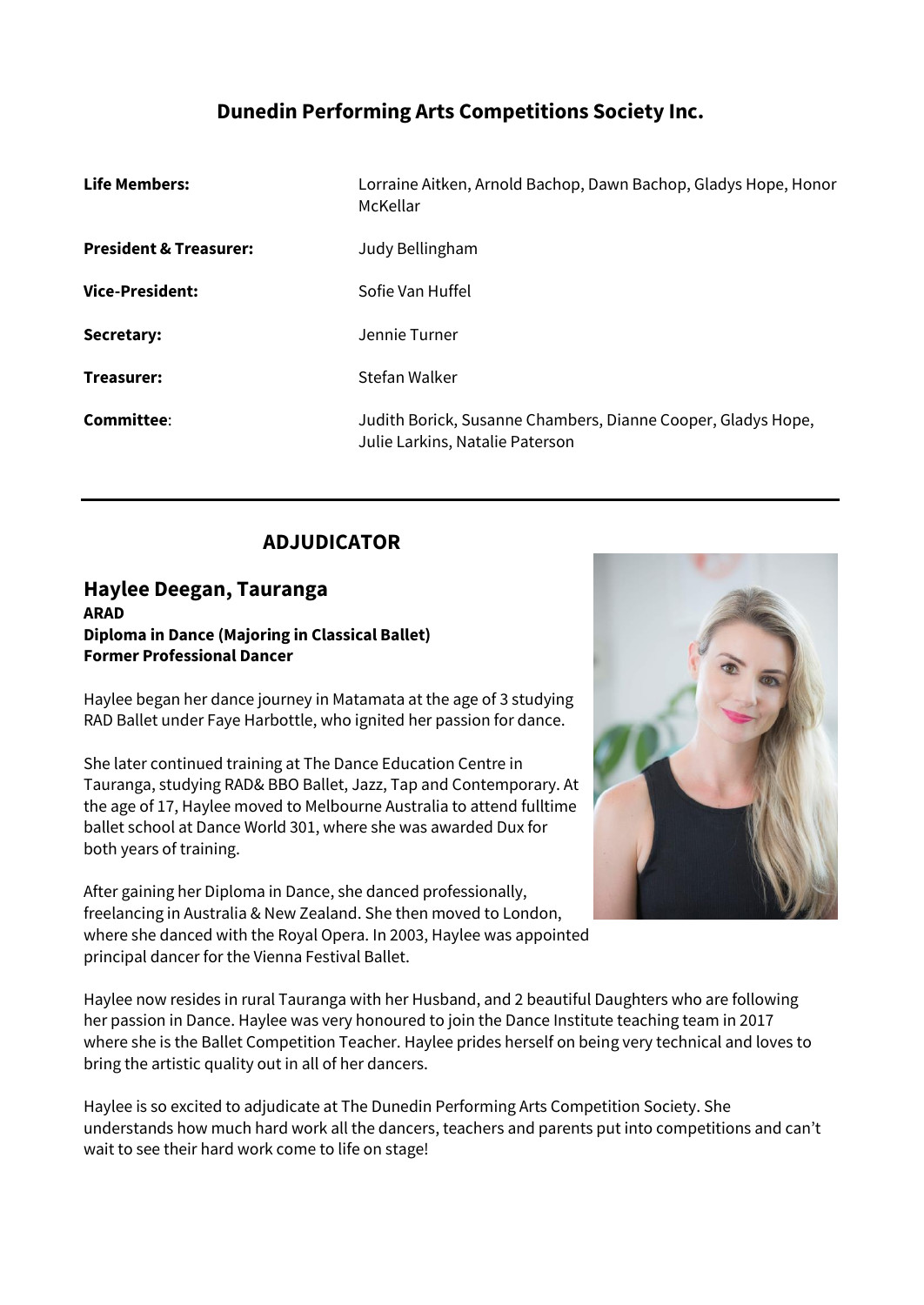# Dunedin Performing Arts Competitions Society Inc.

| | |
|---|---|
| **Life Members:** | Lorraine Aitken, Arnold Bachop, Dawn Bachop, Gladys Hope, Honor McKellar |
| **President & Treasurer:** | Judy Bellingham |
| **Vice-President:** | Sofie Van Huffel |
| **Secretary:** | Jennie Turner |
| **Treasurer:** | Stefan Walker |
| **Committee**: | Judith Borick, Susanne Chambers, Dianne Cooper, Gladys Hope, Julie Larkins, Natalie Paterson |

---

## ADJUDICATOR

### Haylee Deegan, Tauranga

**ARAD**
**Diploma in Dance (Majoring in Classical Ballet)**
**Former Professional Dancer**

Haylee began her dance journey in Matamata at the age of 3 studying RAD Ballet under Faye Harbottle, who ignited her passion for dance.

She later continued training at The Dance Education Centre in Tauranga, studying RAD& BBO Ballet, Jazz, Tap and Contemporary. At the age of 17, Haylee moved to Melbourne Australia to attend fulltime ballet school at Dance World 301, where she was awarded Dux for both years of training.

After gaining her Diploma in Dance, she danced professionally, freelancing in Australia & New Zealand. She then moved to London, where she danced with the Royal Opera. In 2003, Haylee was appointed principal dancer for the Vienna Festival Ballet.

Haylee now resides in rural Tauranga with her Husband, and 2 beautiful Daughters who are following her passion in Dance. Haylee was very honoured to join the Dance Institute teaching team in 2017 where she is the Ballet Competition Teacher. Haylee prides herself on being very technical and loves to bring the artistic quality out in all of her dancers.

Haylee is so excited to adjudicate at The Dunedin Performing Arts Competition Society. She understands how much hard work all the dancers, teachers and parents put into competitions and can't wait to see their hard work come to life on stage!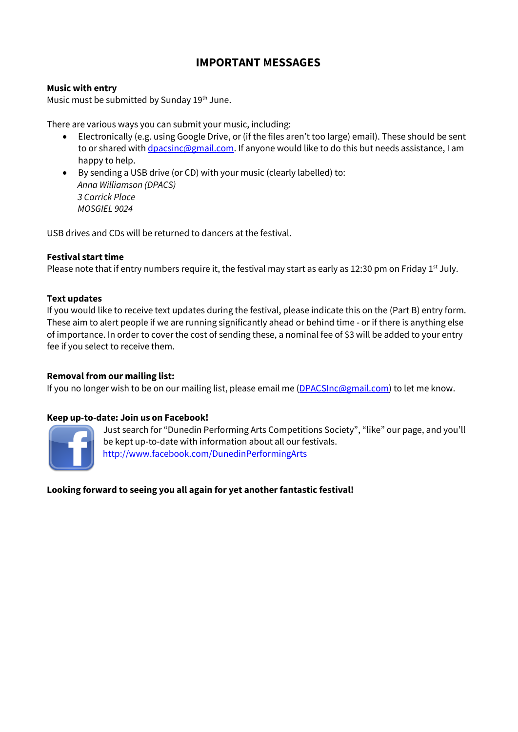# IMPORTANT MESSAGES

**Music with entry**

Music must be submitted by Sunday 19th June.

There are various ways you can submit your music, including:

- Electronically (e.g. using Google Drive, or (if the files aren't too large) email). These should be sent to or shared with dpacsinc@gmail.com. If anyone would like to do this but needs assistance, I am happy to help.
- By sending a USB drive (or CD) with your music (clearly labelled) to:
  *Anna Williamson (DPACS)*
  *3 Carrick Place*
  *MOSGIEL 9024*

USB drives and CDs will be returned to dancers at the festival.

**Festival start time**

Please note that if entry numbers require it, the festival may start as early as 12:30 pm on Friday 1st July.

**Text updates**

If you would like to receive text updates during the festival, please indicate this on the (Part B) entry form. These aim to alert people if we are running significantly ahead or behind time - or if there is anything else of importance. In order to cover the cost of sending these, a nominal fee of $3 will be added to your entry fee if you select to receive them.

**Removal from our mailing list:**

If you no longer wish to be on our mailing list, please email me (DPACSInc@gmail.com) to let me know.

**Keep up-to-date: Join us on Facebook!**

Just search for "Dunedin Performing Arts Competitions Society", "like" our page, and you'll be kept up-to-date with information about all our festivals.
http://www.facebook.com/DunedinPerformingArts

**Looking forward to seeing you all again for yet another fantastic festival!**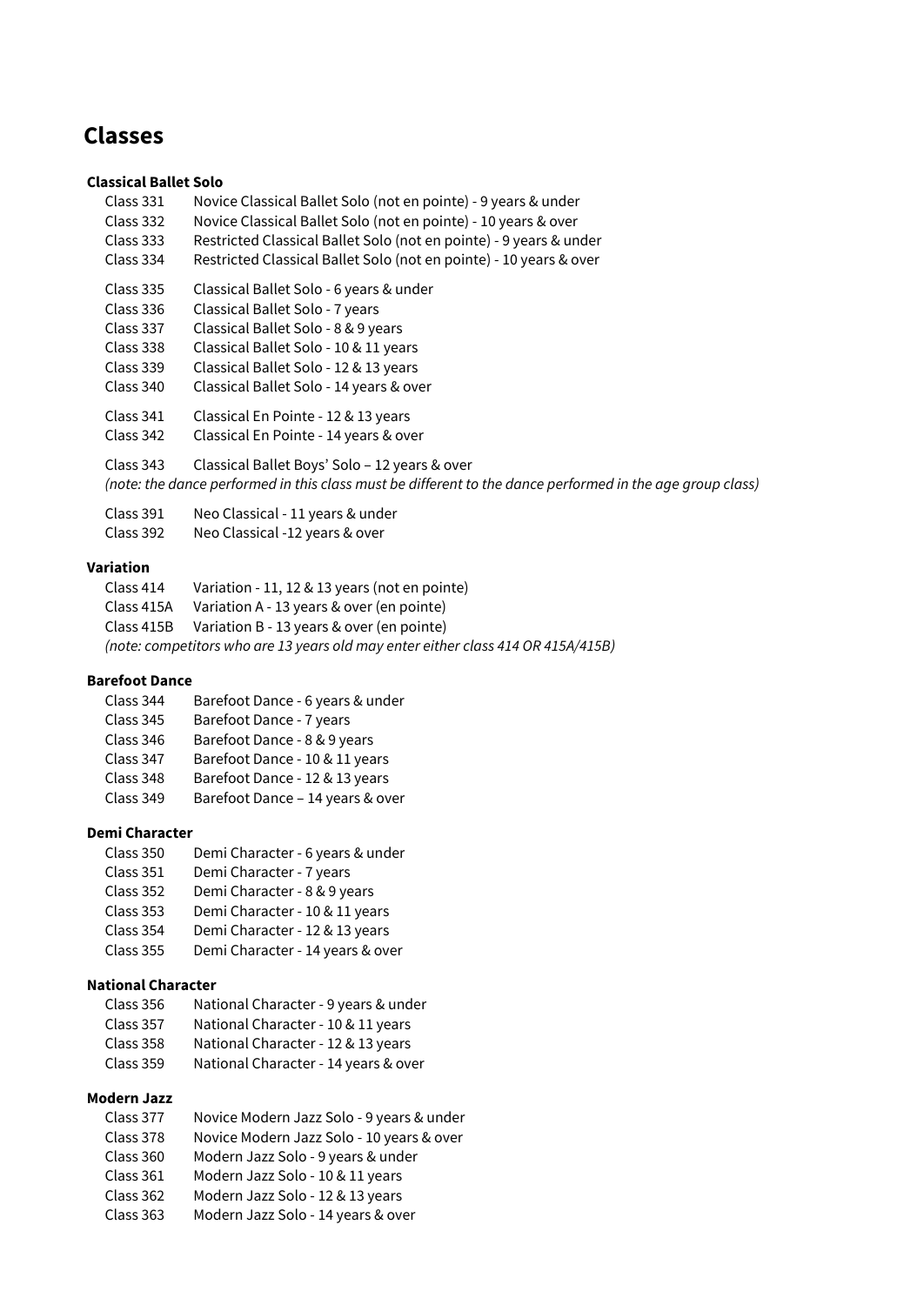## Classes

### Classical Ballet Solo

Class 331 Novice Classical Ballet Solo (not en pointe) - 9 years & under
Class 332 Novice Classical Ballet Solo (not en pointe) - 10 years & over
Class 333 Restricted Classical Ballet Solo (not en pointe) - 9 years & under
Class 334 Restricted Classical Ballet Solo (not en pointe) - 10 years & over

Class 335 Classical Ballet Solo - 6 years & under
Class 336 Classical Ballet Solo - 7 years
Class 337 Classical Ballet Solo - 8 & 9 years
Class 338 Classical Ballet Solo - 10 & 11 years
Class 339 Classical Ballet Solo - 12 & 13 years
Class 340 Classical Ballet Solo - 14 years & over

Class 341 Classical En Pointe - 12 & 13 years
Class 342 Classical En Pointe - 14 years & over

Class 343 Classical Ballet Boys' Solo – 12 years & over
*(note: the dance performed in this class must be different to the dance performed in the age group class)*

Class 391 Neo Classical - 11 years & under
Class 392 Neo Classical -12 years & over

### Variation

Class 414 Variation - 11, 12 & 13 years (not en pointe)
Class 415A Variation A - 13 years & over (en pointe)
Class 415B Variation B - 13 years & over (en pointe)
*(note: competitors who are 13 years old may enter either class 414 OR 415A/415B)*

### Barefoot Dance

Class 344 Barefoot Dance - 6 years & under
Class 345 Barefoot Dance - 7 years
Class 346 Barefoot Dance - 8 & 9 years
Class 347 Barefoot Dance - 10 & 11 years
Class 348 Barefoot Dance - 12 & 13 years
Class 349 Barefoot Dance – 14 years & over

### Demi Character

Class 350 Demi Character - 6 years & under
Class 351 Demi Character - 7 years
Class 352 Demi Character - 8 & 9 years
Class 353 Demi Character - 10 & 11 years
Class 354 Demi Character - 12 & 13 years
Class 355 Demi Character - 14 years & over

### National Character

Class 356 National Character - 9 years & under
Class 357 National Character - 10 & 11 years
Class 358 National Character - 12 & 13 years
Class 359 National Character - 14 years & over

### Modern Jazz

Class 377 Novice Modern Jazz Solo - 9 years & under
Class 378 Novice Modern Jazz Solo - 10 years & over
Class 360 Modern Jazz Solo - 9 years & under
Class 361 Modern Jazz Solo - 10 & 11 years
Class 362 Modern Jazz Solo - 12 & 13 years
Class 363 Modern Jazz Solo - 14 years & over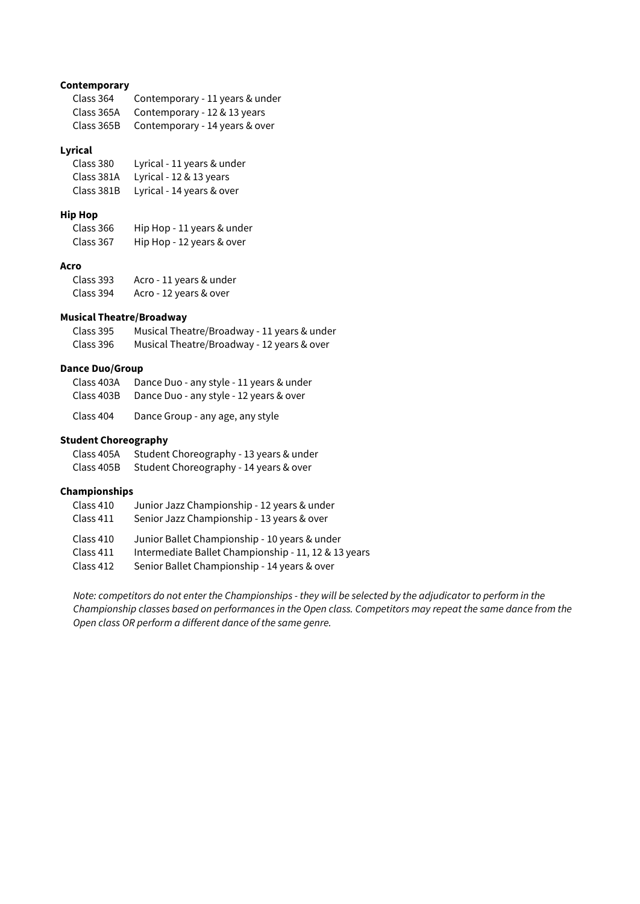**Contemporary**

Class 364 Contemporary - 11 years & under
Class 365A Contemporary - 12 & 13 years
Class 365B Contemporary - 14 years & over

**Lyrical**

Class 380 Lyrical - 11 years & under
Class 381A Lyrical - 12 & 13 years
Class 381B Lyrical - 14 years & over

**Hip Hop**

Class 366 Hip Hop - 11 years & under
Class 367 Hip Hop - 12 years & over

**Acro**

Class 393 Acro - 11 years & under
Class 394 Acro - 12 years & over

**Musical Theatre/Broadway**

Class 395 Musical Theatre/Broadway - 11 years & under
Class 396 Musical Theatre/Broadway - 12 years & over

**Dance Duo/Group**

Class 403A Dance Duo - any style - 11 years & under
Class 403B Dance Duo - any style - 12 years & over

Class 404 Dance Group - any age, any style

**Student Choreography**

Class 405A Student Choreography - 13 years & under
Class 405B Student Choreography - 14 years & over

**Championships**

Class 410 Junior Jazz Championship - 12 years & under
Class 411 Senior Jazz Championship - 13 years & over

Class 410 Junior Ballet Championship - 10 years & under
Class 411 Intermediate Ballet Championship - 11, 12 & 13 years
Class 412 Senior Ballet Championship - 14 years & over

*Note: competitors do not enter the Championships - they will be selected by the adjudicator to perform in the Championship classes based on performances in the Open class. Competitors may repeat the same dance from the Open class OR perform a different dance of the same genre.*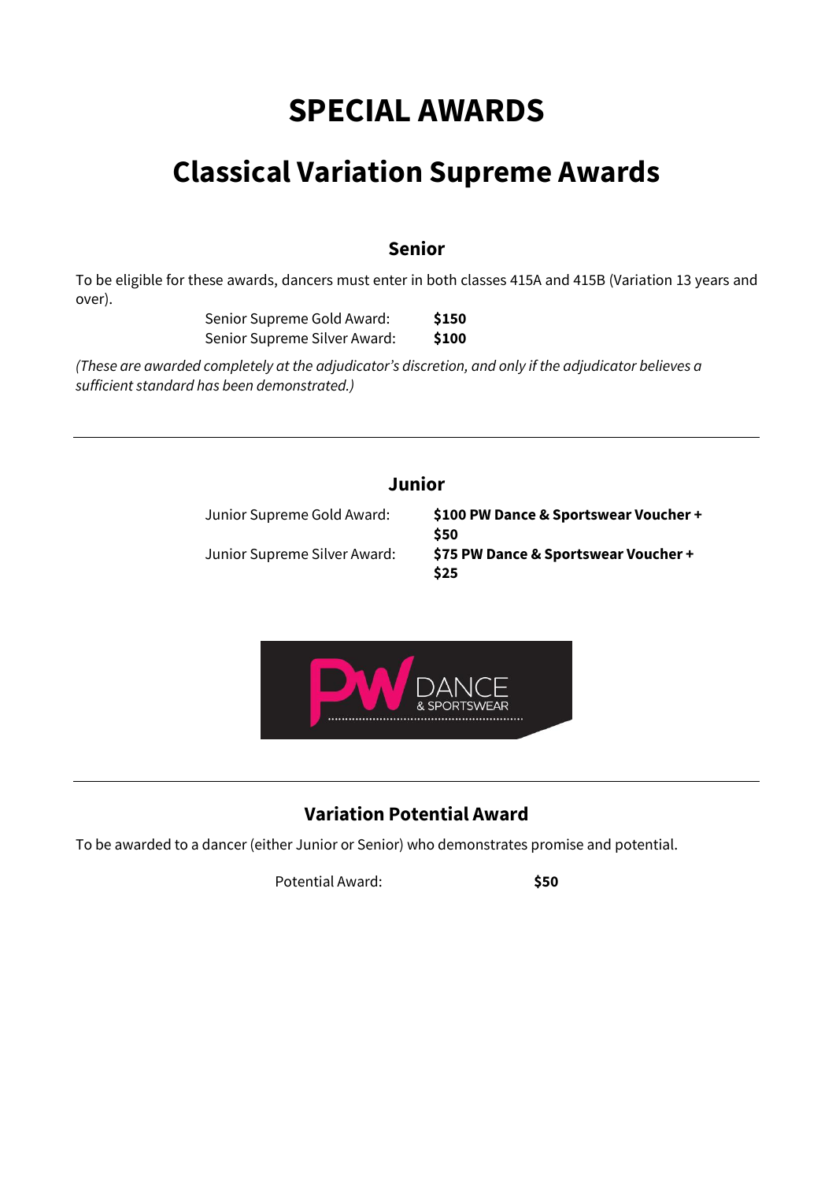# SPECIAL AWARDS

## Classical Variation Supreme Awards

### Senior

To be eligible for these awards, dancers must enter in both classes 415A and 415B (Variation 13 years and over).

| | |
|---|---|
| Senior Supreme Gold Award: | **$150** |
| Senior Supreme Silver Award: | **$100** |

*(These are awarded completely at the adjudicator's discretion, and only if the adjudicator believes a sufficient standard has been demonstrated.)*

---

### Junior

| | |
|---|---|
| Junior Supreme Gold Award: | **$100 PW Dance & Sportswear Voucher + $50** |
| Junior Supreme Silver Award: | **$75 PW Dance & Sportswear Voucher + $25** |

PW DANCE & SPORTSWEAR

---

### Variation Potential Award

To be awarded to a dancer (either Junior or Senior) who demonstrates promise and potential.

| | |
|---|---|
| Potential Award: | **$50** |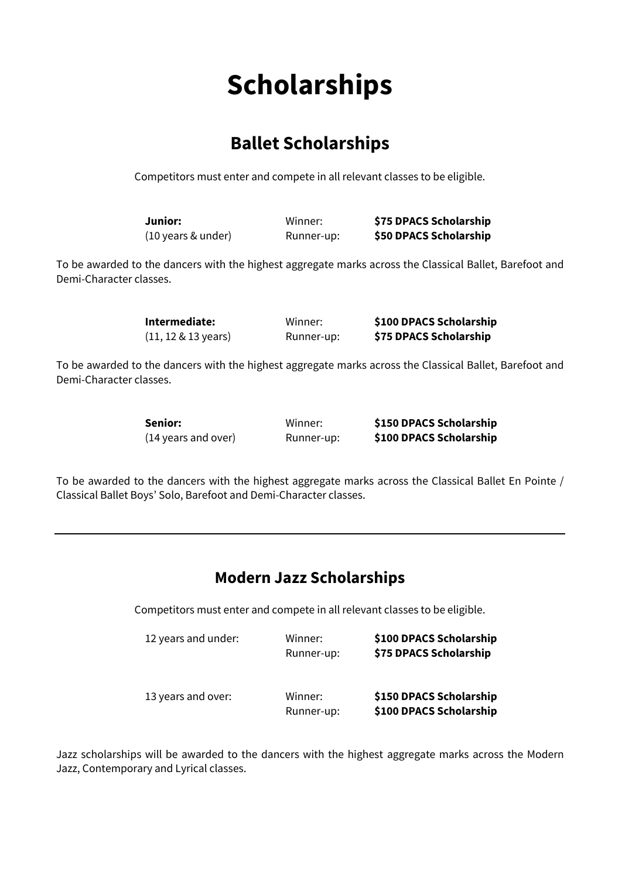# Scholarships

## Ballet Scholarships

Competitors must enter and compete in all relevant classes to be eligible.

| | | |
|---|---|---|
| **Junior:** | Winner: | **$75 DPACS Scholarship** |
| (10 years & under) | Runner-up: | **$50 DPACS Scholarship** |

To be awarded to the dancers with the highest aggregate marks across the Classical Ballet, Barefoot and Demi-Character classes.

| | | |
|---|---|---|
| **Intermediate:** | Winner: | **$100 DPACS Scholarship** |
| (11, 12 & 13 years) | Runner-up: | **$75 DPACS Scholarship** |

To be awarded to the dancers with the highest aggregate marks across the Classical Ballet, Barefoot and Demi-Character classes.

| | | |
|---|---|---|
| **Senior:** | Winner: | **$150 DPACS Scholarship** |
| (14 years and over) | Runner-up: | **$100 DPACS Scholarship** |

To be awarded to the dancers with the highest aggregate marks across the Classical Ballet En Pointe / Classical Ballet Boys' Solo, Barefoot and Demi-Character classes.

---

## Modern Jazz Scholarships

Competitors must enter and compete in all relevant classes to be eligible.

| | | |
|---|---|---|
| 12 years and under: | Winner: | **$100 DPACS Scholarship** |
| | Runner-up: | **$75 DPACS Scholarship** |
| 13 years and over: | Winner: | **$150 DPACS Scholarship** |
| | Runner-up: | **$100 DPACS Scholarship** |

Jazz scholarships will be awarded to the dancers with the highest aggregate marks across the Modern Jazz, Contemporary and Lyrical classes.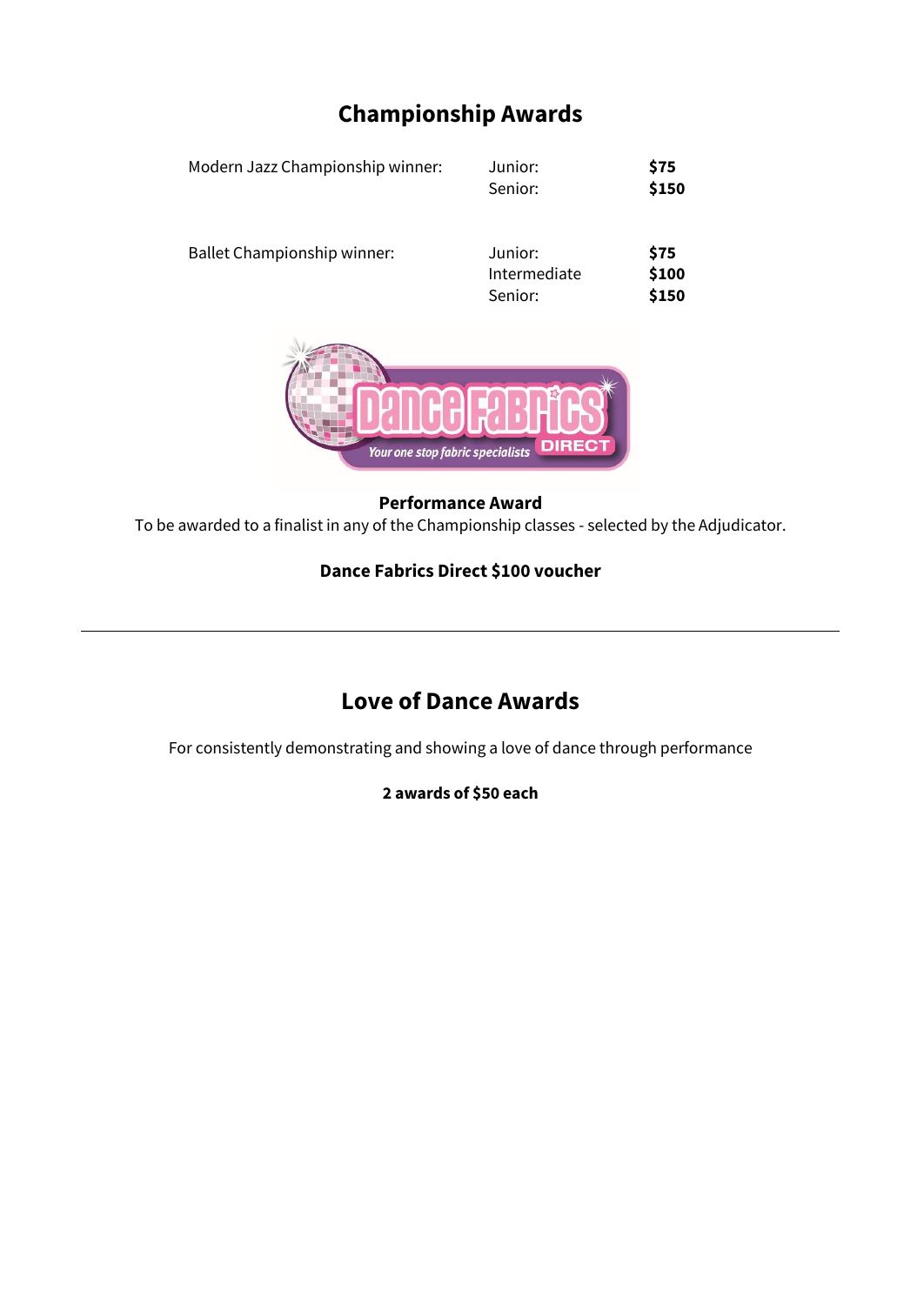## Championship Awards

| | | |
|---|---|---|
| Modern Jazz Championship winner: | Junior: | **$75** |
| | Senior: | **$150** |
| Ballet Championship winner: | Junior: | **$75** |
| | Intermediate | **$100** |
| | Senior: | **$150** |

**Performance Award**

To be awarded to a finalist in any of the Championship classes - selected by the Adjudicator.

**Dance Fabrics Direct $100 voucher**

---

## Love of Dance Awards

For consistently demonstrating and showing a love of dance through performance

**2 awards of $50 each**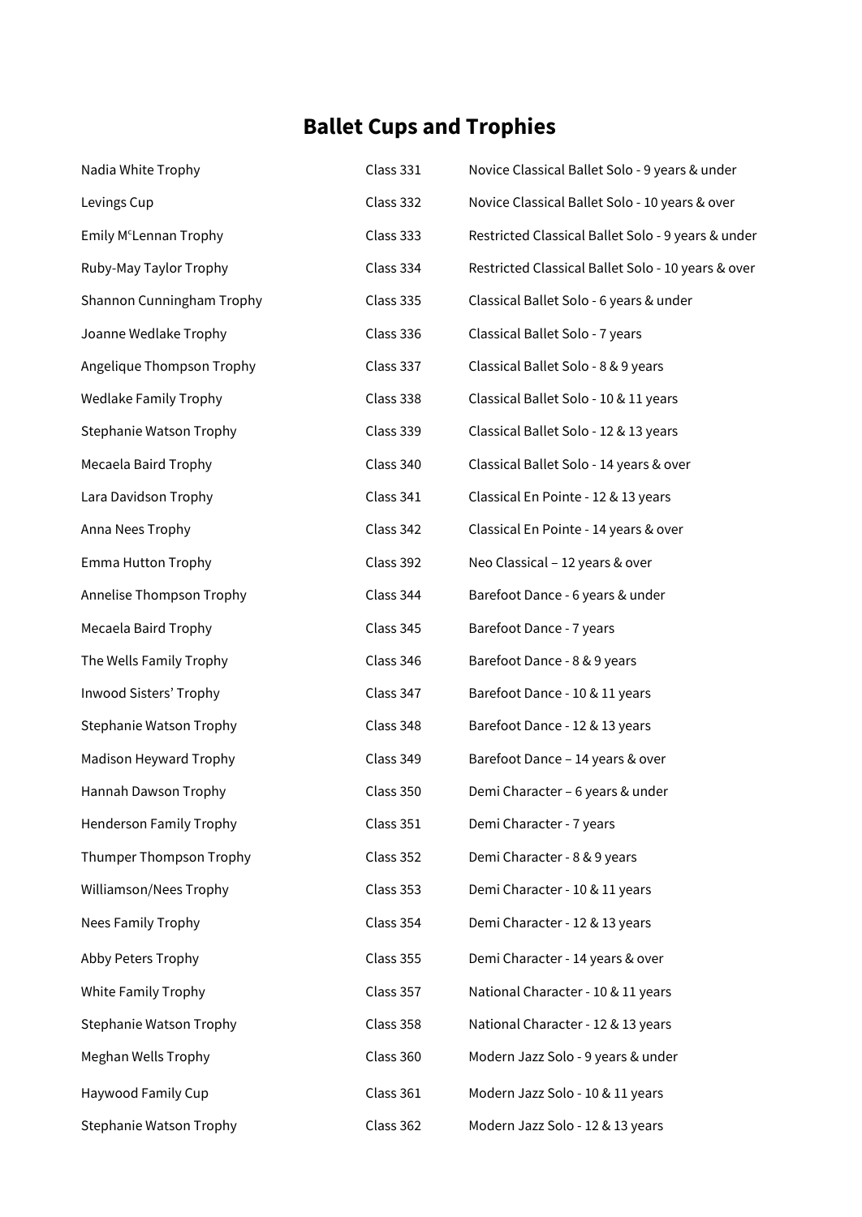# Ballet Cups and Trophies

| | | |
|---|---|---|
| Nadia White Trophy | Class 331 | Novice Classical Ballet Solo - 9 years & under |
| Levings Cup | Class 332 | Novice Classical Ballet Solo - 10 years & over |
| Emily McLennan Trophy | Class 333 | Restricted Classical Ballet Solo - 9 years & under |
| Ruby-May Taylor Trophy | Class 334 | Restricted Classical Ballet Solo - 10 years & over |
| Shannon Cunningham Trophy | Class 335 | Classical Ballet Solo - 6 years & under |
| Joanne Wedlake Trophy | Class 336 | Classical Ballet Solo - 7 years |
| Angelique Thompson Trophy | Class 337 | Classical Ballet Solo - 8 & 9 years |
| Wedlake Family Trophy | Class 338 | Classical Ballet Solo - 10 & 11 years |
| Stephanie Watson Trophy | Class 339 | Classical Ballet Solo - 12 & 13 years |
| Mecaela Baird Trophy | Class 340 | Classical Ballet Solo - 14 years & over |
| Lara Davidson Trophy | Class 341 | Classical En Pointe - 12 & 13 years |
| Anna Nees Trophy | Class 342 | Classical En Pointe - 14 years & over |
| Emma Hutton Trophy | Class 392 | Neo Classical – 12 years & over |
| Annelise Thompson Trophy | Class 344 | Barefoot Dance - 6 years & under |
| Mecaela Baird Trophy | Class 345 | Barefoot Dance - 7 years |
| The Wells Family Trophy | Class 346 | Barefoot Dance - 8 & 9 years |
| Inwood Sisters' Trophy | Class 347 | Barefoot Dance - 10 & 11 years |
| Stephanie Watson Trophy | Class 348 | Barefoot Dance - 12 & 13 years |
| Madison Heyward Trophy | Class 349 | Barefoot Dance – 14 years & over |
| Hannah Dawson Trophy | Class 350 | Demi Character – 6 years & under |
| Henderson Family Trophy | Class 351 | Demi Character - 7 years |
| Thumper Thompson Trophy | Class 352 | Demi Character - 8 & 9 years |
| Williamson/Nees Trophy | Class 353 | Demi Character - 10 & 11 years |
| Nees Family Trophy | Class 354 | Demi Character - 12 & 13 years |
| Abby Peters Trophy | Class 355 | Demi Character - 14 years & over |
| White Family Trophy | Class 357 | National Character - 10 & 11 years |
| Stephanie Watson Trophy | Class 358 | National Character - 12 & 13 years |
| Meghan Wells Trophy | Class 360 | Modern Jazz Solo - 9 years & under |
| Haywood Family Cup | Class 361 | Modern Jazz Solo - 10 & 11 years |
| Stephanie Watson Trophy | Class 362 | Modern Jazz Solo - 12 & 13 years |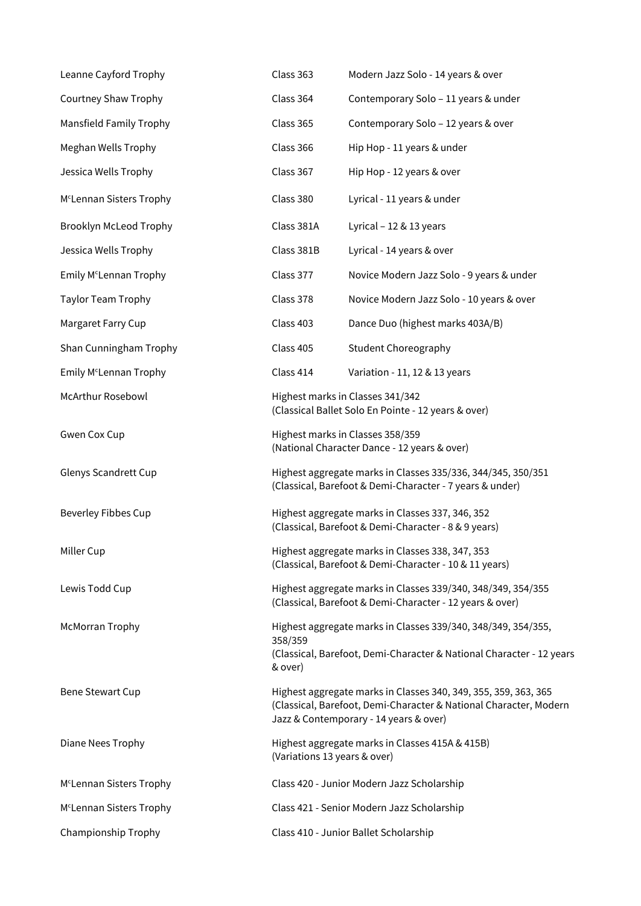| | | |
|---|---|---|
| Leanne Cayford Trophy | Class 363 | Modern Jazz Solo - 14 years & over |
| Courtney Shaw Trophy | Class 364 | Contemporary Solo – 11 years & under |
| Mansfield Family Trophy | Class 365 | Contemporary Solo – 12 years & over |
| Meghan Wells Trophy | Class 366 | Hip Hop - 11 years & under |
| Jessica Wells Trophy | Class 367 | Hip Hop - 12 years & over |
| McLennan Sisters Trophy | Class 380 | Lyrical - 11 years & under |
| Brooklyn McLeod Trophy | Class 381A | Lyrical – 12 & 13 years |
| Jessica Wells Trophy | Class 381B | Lyrical - 14 years & over |
| Emily McLennan Trophy | Class 377 | Novice Modern Jazz Solo - 9 years & under |
| Taylor Team Trophy | Class 378 | Novice Modern Jazz Solo - 10 years & over |
| Margaret Farry Cup | Class 403 | Dance Duo (highest marks 403A/B) |
| Shan Cunningham Trophy | Class 405 | Student Choreography |
| Emily McLennan Trophy | Class 414 | Variation - 11, 12 & 13 years |
| McArthur Rosebowl | Highest marks in Classes 341/342 (Classical Ballet Solo En Pointe - 12 years & over) | |
| Gwen Cox Cup | Highest marks in Classes 358/359 (National Character Dance - 12 years & over) | |
| Glenys Scandrett Cup | Highest aggregate marks in Classes 335/336, 344/345, 350/351 (Classical, Barefoot & Demi-Character - 7 years & under) | |
| Beverley Fibbes Cup | Highest aggregate marks in Classes 337, 346, 352 (Classical, Barefoot & Demi-Character - 8 & 9 years) | |
| Miller Cup | Highest aggregate marks in Classes 338, 347, 353 (Classical, Barefoot & Demi-Character - 10 & 11 years) | |
| Lewis Todd Cup | Highest aggregate marks in Classes 339/340, 348/349, 354/355 (Classical, Barefoot & Demi-Character - 12 years & over) | |
| McMorran Trophy | Highest aggregate marks in Classes 339/340, 348/349, 354/355, 358/359 (Classical, Barefoot, Demi-Character & National Character - 12 years & over) | |
| Bene Stewart Cup | Highest aggregate marks in Classes 340, 349, 355, 359, 363, 365 (Classical, Barefoot, Demi-Character & National Character, Modern Jazz & Contemporary - 14 years & over) | |
| Diane Nees Trophy | Highest aggregate marks in Classes 415A & 415B) (Variations 13 years & over) | |
| McLennan Sisters Trophy | Class 420 - Junior Modern Jazz Scholarship | |
| McLennan Sisters Trophy | Class 421 - Senior Modern Jazz Scholarship | |
| Championship Trophy | Class 410 - Junior Ballet Scholarship | |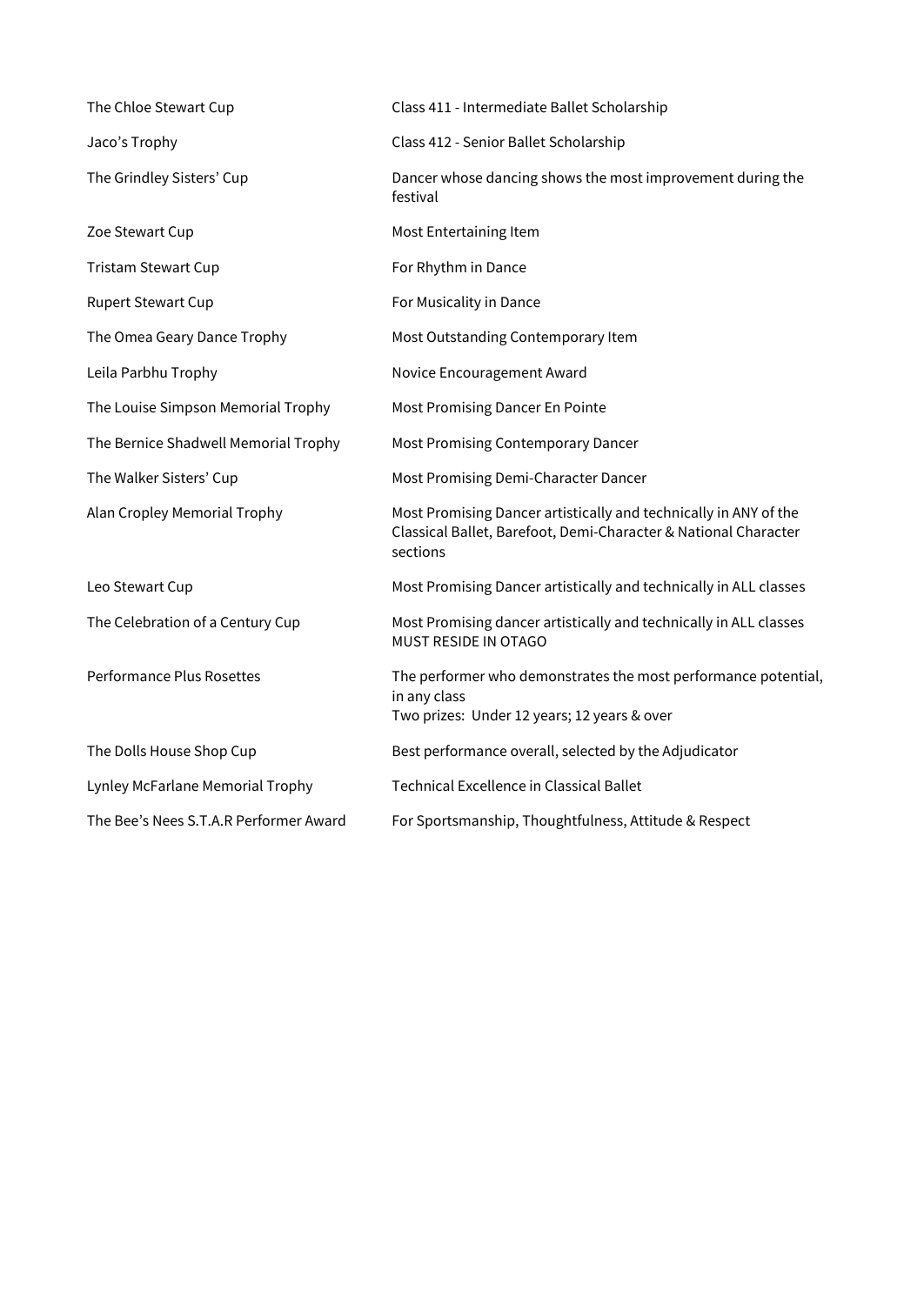| | |
|---|---|
| The Chloe Stewart Cup | Class 411 - Intermediate Ballet Scholarship |
| Jaco's Trophy | Class 412 - Senior Ballet Scholarship |
| The Grindley Sisters' Cup | Dancer whose dancing shows the most improvement during the festival |
| Zoe Stewart Cup | Most Entertaining Item |
| Tristam Stewart Cup | For Rhythm in Dance |
| Rupert Stewart Cup | For Musicality in Dance |
| The Omea Geary Dance Trophy | Most Outstanding Contemporary Item |
| Leila Parbhu Trophy | Novice Encouragement Award |
| The Louise Simpson Memorial Trophy | Most Promising Dancer En Pointe |
| The Bernice Shadwell Memorial Trophy | Most Promising Contemporary Dancer |
| The Walker Sisters' Cup | Most Promising Demi-Character Dancer |
| Alan Cropley Memorial Trophy | Most Promising Dancer artistically and technically in ANY of the Classical Ballet, Barefoot, Demi-Character & National Character sections |
| Leo Stewart Cup | Most Promising Dancer artistically and technically in ALL classes |
| The Celebration of a Century Cup | Most Promising dancer artistically and technically in ALL classes MUST RESIDE IN OTAGO |
| Performance Plus Rosettes | The performer who demonstrates the most performance potential, in any class<br>Two prizes: Under 12 years; 12 years & over |
| The Dolls House Shop Cup | Best performance overall, selected by the Adjudicator |
| Lynley McFarlane Memorial Trophy | Technical Excellence in Classical Ballet |
| The Bee's Nees S.T.A.R Performer Award | For Sportsmanship, Thoughtfulness, Attitude & Respect |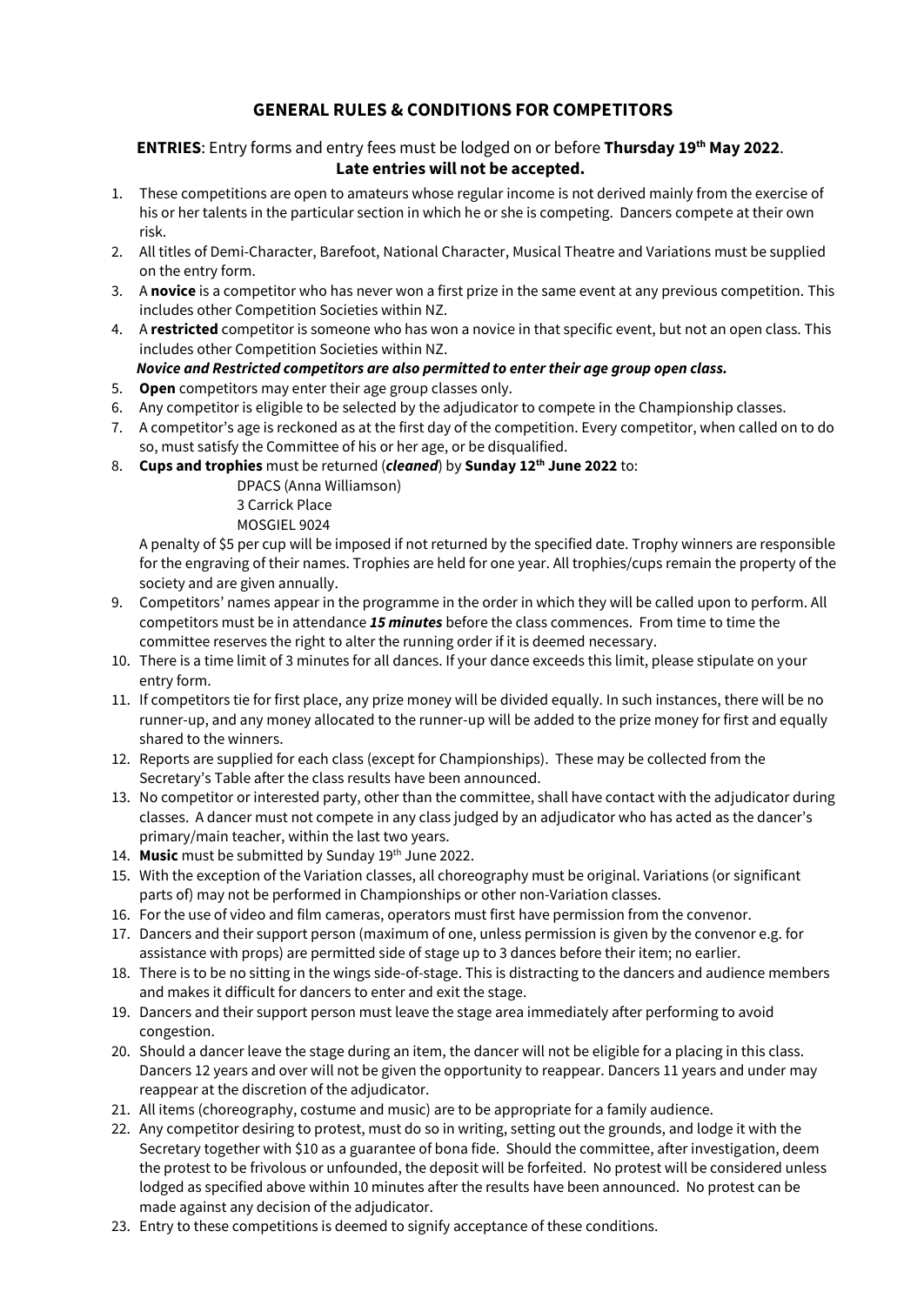## GENERAL RULES & CONDITIONS FOR COMPETITORS

**ENTRIES**: Entry forms and entry fees must be lodged on or before **Thursday 19th May 2022**.
**Late entries will not be accepted.**

1. These competitions are open to amateurs whose regular income is not derived mainly from the exercise of his or her talents in the particular section in which he or she is competing. Dancers compete at their own risk.
2. All titles of Demi-Character, Barefoot, National Character, Musical Theatre and Variations must be supplied on the entry form.
3. A **novice** is a competitor who has never won a first prize in the same event at any previous competition. This includes other Competition Societies within NZ.
4. A **restricted** competitor is someone who has won a novice in that specific event, but not an open class. This includes other Competition Societies within NZ.
   ***Novice and Restricted competitors are also permitted to enter their age group open class.***
5. **Open** competitors may enter their age group classes only.
6. Any competitor is eligible to be selected by the adjudicator to compete in the Championship classes.
7. A competitor's age is reckoned as at the first day of the competition. Every competitor, when called on to do so, must satisfy the Committee of his or her age, or be disqualified.
8. **Cups and trophies** must be returned (***cleaned***) by **Sunday 12th June 2022** to:
   DPACS (Anna Williamson)
   3 Carrick Place
   MOSGIEL 9024
   A penalty of $5 per cup will be imposed if not returned by the specified date. Trophy winners are responsible for the engraving of their names. Trophies are held for one year. All trophies/cups remain the property of the society and are given annually.
9. Competitors' names appear in the programme in the order in which they will be called upon to perform. All competitors must be in attendance ***15 minutes*** before the class commences. From time to time the committee reserves the right to alter the running order if it is deemed necessary.
10. There is a time limit of 3 minutes for all dances. If your dance exceeds this limit, please stipulate on your entry form.
11. If competitors tie for first place, any prize money will be divided equally. In such instances, there will be no runner-up, and any money allocated to the runner-up will be added to the prize money for first and equally shared to the winners.
12. Reports are supplied for each class (except for Championships). These may be collected from the Secretary's Table after the class results have been announced.
13. No competitor or interested party, other than the committee, shall have contact with the adjudicator during classes. A dancer must not compete in any class judged by an adjudicator who has acted as the dancer's primary/main teacher, within the last two years.
14. **Music** must be submitted by Sunday 19th June 2022.
15. With the exception of the Variation classes, all choreography must be original. Variations (or significant parts of) may not be performed in Championships or other non-Variation classes.
16. For the use of video and film cameras, operators must first have permission from the convenor.
17. Dancers and their support person (maximum of one, unless permission is given by the convenor e.g. for assistance with props) are permitted side of stage up to 3 dances before their item; no earlier.
18. There is to be no sitting in the wings side-of-stage. This is distracting to the dancers and audience members and makes it difficult for dancers to enter and exit the stage.
19. Dancers and their support person must leave the stage area immediately after performing to avoid congestion.
20. Should a dancer leave the stage during an item, the dancer will not be eligible for a placing in this class. Dancers 12 years and over will not be given the opportunity to reappear. Dancers 11 years and under may reappear at the discretion of the adjudicator.
21. All items (choreography, costume and music) are to be appropriate for a family audience.
22. Any competitor desiring to protest, must do so in writing, setting out the grounds, and lodge it with the Secretary together with $10 as a guarantee of bona fide. Should the committee, after investigation, deem the protest to be frivolous or unfounded, the deposit will be forfeited. No protest will be considered unless lodged as specified above within 10 minutes after the results have been announced. No protest can be made against any decision of the adjudicator.
23. Entry to these competitions is deemed to signify acceptance of these conditions.